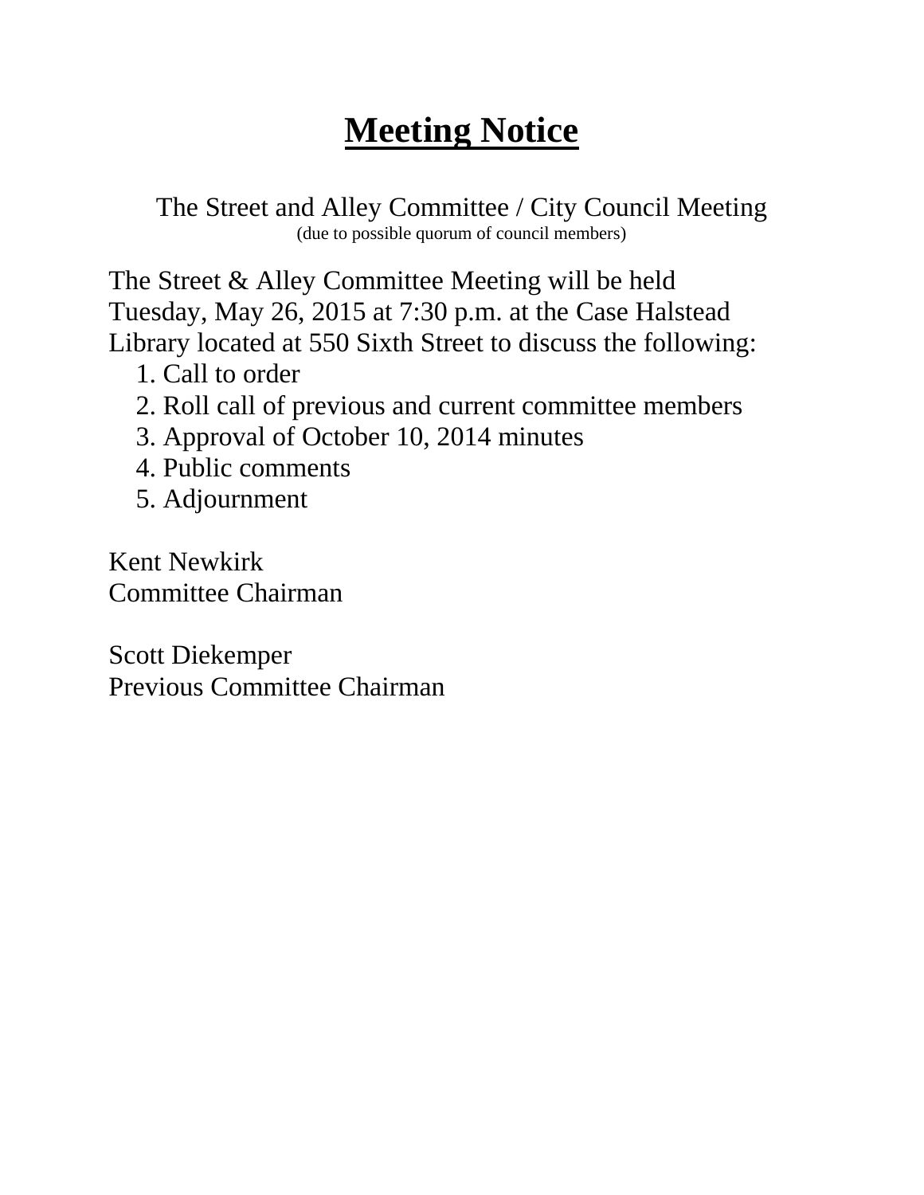# **Meeting Notice**

The Street and Alley Committee / City Council Meeting
(due to possible quorum of council members)

The Street & Alley Committee Meeting will be held Tuesday, May 26, 2015 at 7:30 p.m. at the Case Halstead Library located at 550 Sixth Street to discuss the following:

1. Call to order
2. Roll call of previous and current committee members
3. Approval of October 10, 2014 minutes
4. Public comments
5. Adjournment

Kent Newkirk
Committee Chairman

Scott Diekemper
Previous Committee Chairman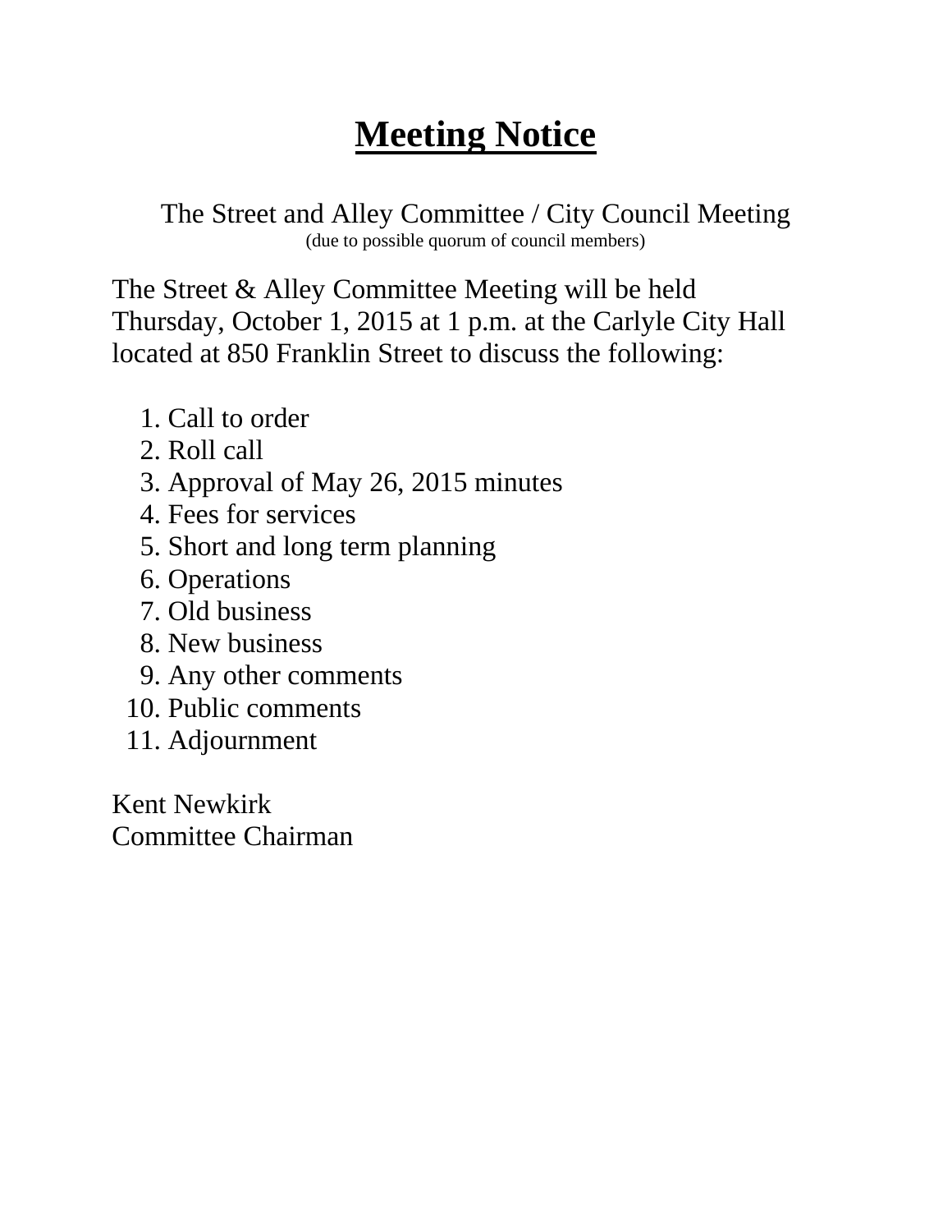# Meeting Notice

The Street and Alley Committee / City Council Meeting
(due to possible quorum of council members)

The Street & Alley Committee Meeting will be held Thursday, October 1, 2015 at 1 p.m. at the Carlyle City Hall located at 850 Franklin Street to discuss the following:

1. Call to order
2. Roll call
3. Approval of May 26, 2015 minutes
4. Fees for services
5. Short and long term planning
6. Operations
7. Old business
8. New business
9. Any other comments
10. Public comments
11. Adjournment

Kent Newkirk
Committee Chairman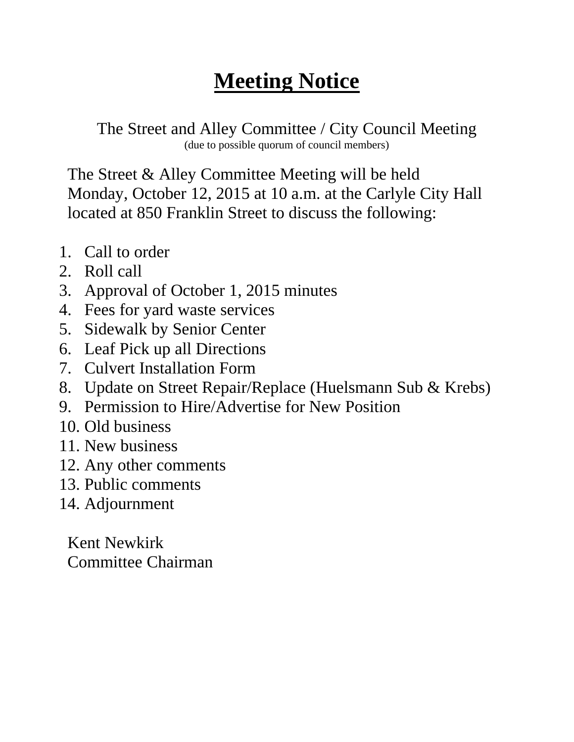# <u>Meeting Notice</u>

The Street and Alley Committee / City Council Meeting
(due to possible quorum of council members)

The Street & Alley Committee Meeting will be held Monday, October 12, 2015 at 10 a.m. at the Carlyle City Hall located at 850 Franklin Street to discuss the following:

1. Call to order
2. Roll call
3. Approval of October 1, 2015 minutes
4. Fees for yard waste services
5. Sidewalk by Senior Center
6. Leaf Pick up all Directions
7. Culvert Installation Form
8. Update on Street Repair/Replace (Huelsmann Sub & Krebs)
9. Permission to Hire/Advertise for New Position
10. Old business
11. New business
12. Any other comments
13. Public comments
14. Adjournment

Kent Newkirk
Committee Chairman